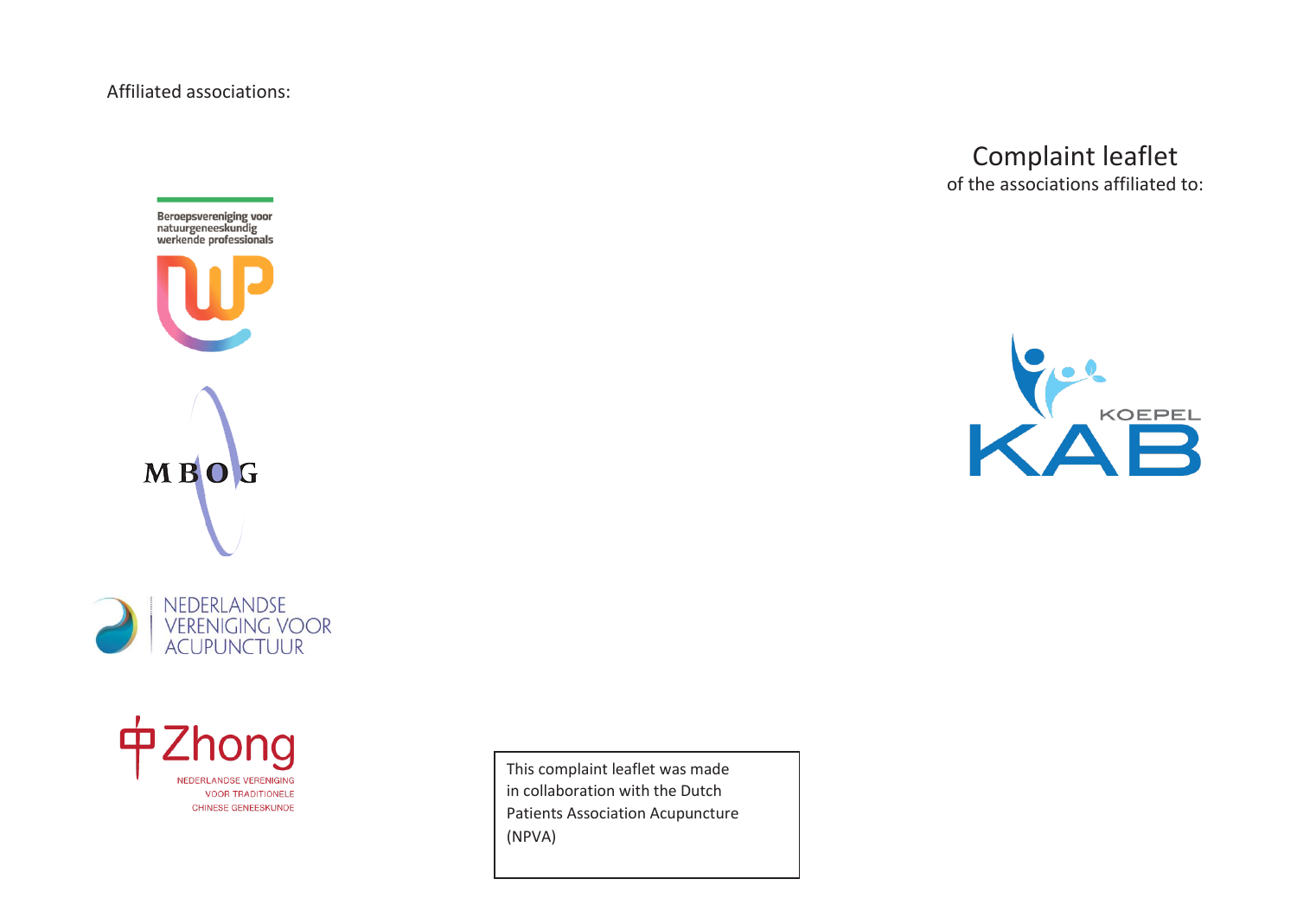Affiliated associations:

Beroepsvereniging voor natuurgeneeskundig werkende professionals

NWP

MBOG

NEDERLANDSE VERENIGING VOOR ACUPUNCTUUR

中 Zhong
NEDERLANDSE VERENIGING VOOR TRADITIONELE CHINESE GENEESKUNDE

This complaint leaflet was made in collaboration with the Dutch Patients Association Acupuncture (NPVA)

# Complaint leaflet

of the associations affiliated to:

KOEPEL KAB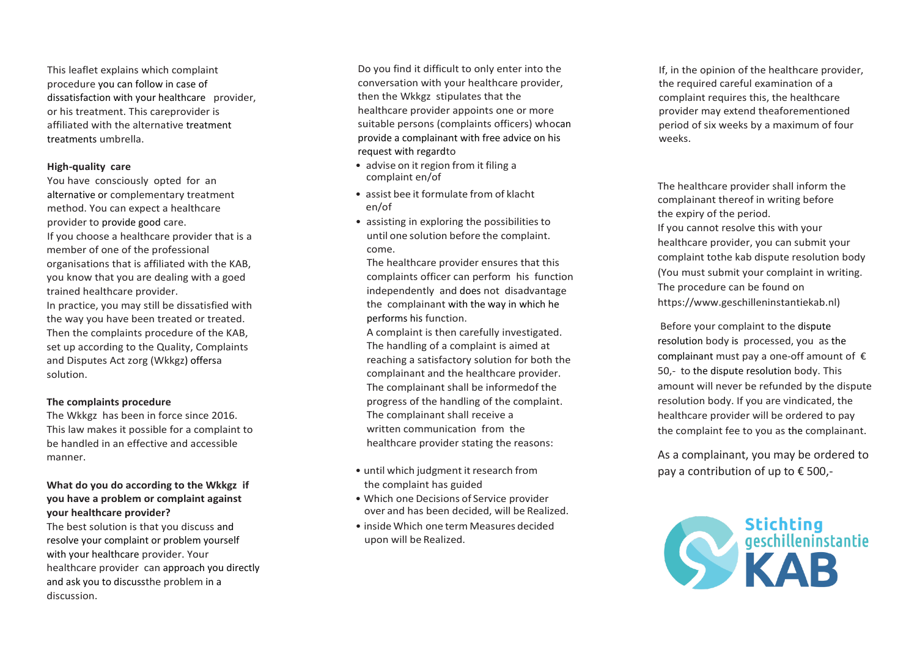This leaflet explains which complaint procedure you can follow in case of dissatisfaction with your healthcare provider, or his treatment. This careprovider is affiliated with the alternative treatment treatments umbrella.

**High-quality care**

You have consciously opted for an alternative or complementary treatment method. You can expect a healthcare provider to provide good care.
If you choose a healthcare provider that is a member of one of the professional organisations that is affiliated with the KAB, you know that you are dealing with a goed trained healthcare provider.
In practice, you may still be dissatisfied with the way you have been treated or treated. Then the complaints procedure of the KAB, set up according to the Quality, Complaints and Disputes Act zorg (Wkkgz) offersa solution.

**The complaints procedure**

The Wkkgz has been in force since 2016. This law makes it possible for a complaint to be handled in an effective and accessible manner.

**What do you do according to the Wkkgz if you have a problem or complaint against your healthcare provider?**

The best solution is that you discuss and resolve your complaint or problem yourself with your healthcare provider. Your healthcare provider can approach you directly and ask you to discussthe problem in a discussion.

Do you find it difficult to only enter into the conversation with your healthcare provider, then the Wkkgz stipulates that the healthcare provider appoints one or more suitable persons (complaints officers) whocan provide a complainant with free advice on his request with regardto

- advise on it region from it filing a complaint en/of
- assist bee it formulate from of klacht en/of
- assisting in exploring the possibilities to until one solution before the complaint. come.

  The healthcare provider ensures that this complaints officer can perform his function independently and does not disadvantage the complainant with the way in which he performs his function.

  A complaint is then carefully investigated. The handling of a complaint is aimed at reaching a satisfactory solution for both the complainant and the healthcare provider. The complainant shall be informedof the progress of the handling of the complaint. The complainant shall receive a written communication from the healthcare provider stating the reasons:

- until which judgment it research from the complaint has guided
- Which one Decisions of Service provider over and has been decided, will be Realized.
- inside Which one term Measures decided upon will be Realized.

If, in the opinion of the healthcare provider, the required careful examination of a complaint requires this, the healthcare provider may extend theaforementioned period of six weeks by a maximum of four weeks.

The healthcare provider shall inform the complainant thereof in writing before the expiry of the period.
If you cannot resolve this with your healthcare provider, you can submit your complaint tothe kab dispute resolution body (You must submit your complaint in writing. The procedure can be found on https://www.geschilleninstantiekab.nl)

Before your complaint to the dispute resolution body is processed, you as the complainant must pay a one-off amount of € 50,- to the dispute resolution body. This amount will never be refunded by the dispute resolution body. If you are vindicated, the healthcare provider will be ordered to pay the complaint fee to you as the complainant.

As a complainant, you may be ordered to pay a contribution of up to € 500,-

Stichting geschilleninstantie KAB